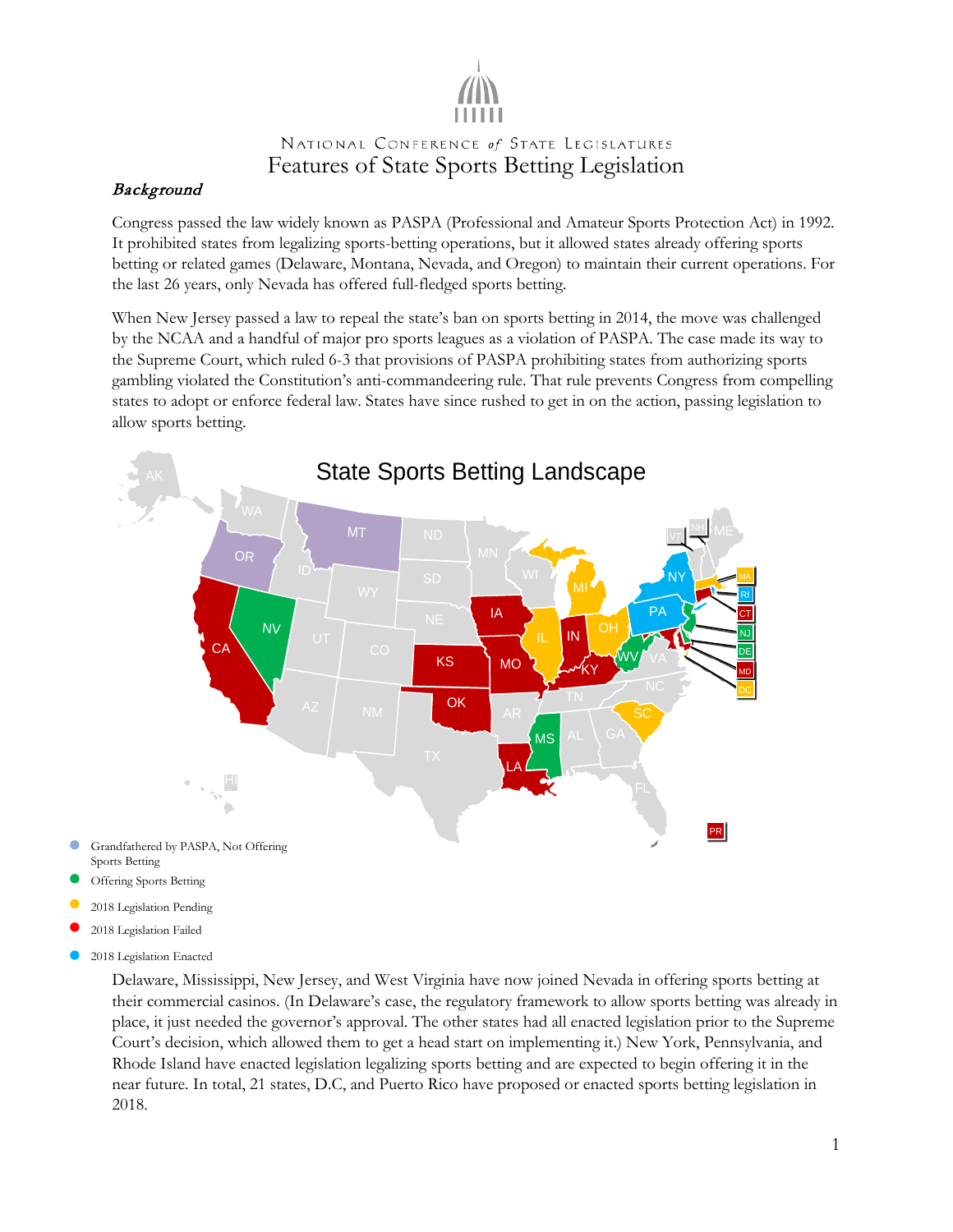National Conference *of* State Legislatures

# Features of State Sports Betting Legislation

## *Background*

Congress passed the law widely known as PASPA (Professional and Amateur Sports Protection Act) in 1992. It prohibited states from legalizing sports-betting operations, but it allowed states already offering sports betting or related games (Delaware, Montana, Nevada, and Oregon) to maintain their current operations. For the last 26 years, only Nevada has offered full-fledged sports betting.

When New Jersey passed a law to repeal the state's ban on sports betting in 2014, the move was challenged by the NCAA and a handful of major pro sports leagues as a violation of PASPA. The case made its way to the Supreme Court, which ruled 6-3 that provisions of PASPA prohibiting states from authorizing sports gambling violated the Constitution's anti-commandeering rule. That rule prevents Congress from compelling states to adopt or enforce federal law. States have since rushed to get in on the action, passing legislation to allow sports betting.

State Sports Betting Landscape

- Grandfathered by PASPA, Not Offering Sports Betting
- Offering Sports Betting
- 2018 Legislation Pending
- 2018 Legislation Failed
- 2018 Legislation Enacted

Delaware, Mississippi, New Jersey, and West Virginia have now joined Nevada in offering sports betting at their commercial casinos. (In Delaware's case, the regulatory framework to allow sports betting was already in place, it just needed the governor's approval. The other states had all enacted legislation prior to the Supreme Court's decision, which allowed them to get a head start on implementing it.) New York, Pennsylvania, and Rhode Island have enacted legislation legalizing sports betting and are expected to begin offering it in the near future. In total, 21 states, D.C, and Puerto Rico have proposed or enacted sports betting legislation in 2018.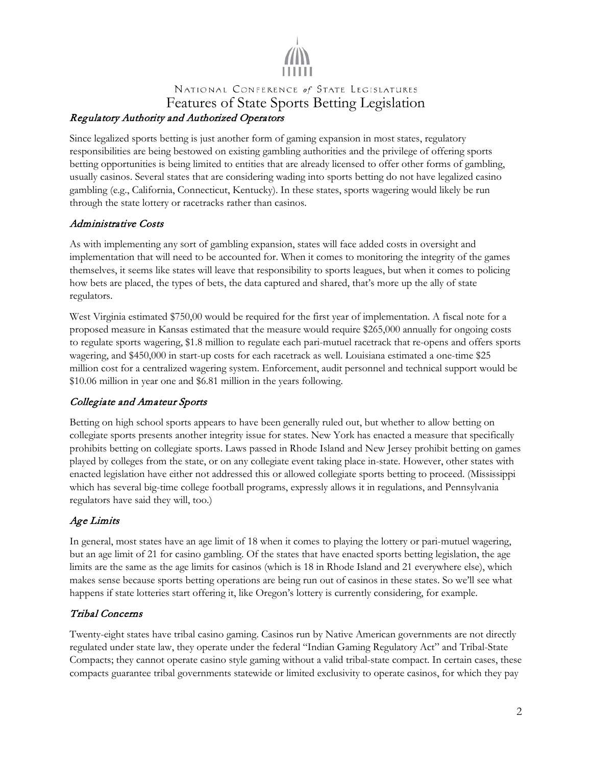National Conference *of* State Legislatures

# Features of State Sports Betting Legislation

## *Regulatory Authority and Authorized Operators*

Since legalized sports betting is just another form of gaming expansion in most states, regulatory responsibilities are being bestowed on existing gambling authorities and the privilege of offering sports betting opportunities is being limited to entities that are already licensed to offer other forms of gambling, usually casinos. Several states that are considering wading into sports betting do not have legalized casino gambling (e.g., California, Connecticut, Kentucky). In these states, sports wagering would likely be run through the state lottery or racetracks rather than casinos.

## *Administrative Costs*

As with implementing any sort of gambling expansion, states will face added costs in oversight and implementation that will need to be accounted for. When it comes to monitoring the integrity of the games themselves, it seems like states will leave that responsibility to sports leagues, but when it comes to policing how bets are placed, the types of bets, the data captured and shared, that's more up the ally of state regulators.

West Virginia estimated $750,00 would be required for the first year of implementation. A fiscal note for a proposed measure in Kansas estimated that the measure would require $265,000 annually for ongoing costs to regulate sports wagering, $1.8 million to regulate each pari-mutuel racetrack that re-opens and offers sports wagering, and $450,000 in start-up costs for each racetrack as well. Louisiana estimated a one-time $25 million cost for a centralized wagering system. Enforcement, audit personnel and technical support would be $10.06 million in year one and $6.81 million in the years following.

## *Collegiate and Amateur Sports*

Betting on high school sports appears to have been generally ruled out, but whether to allow betting on collegiate sports presents another integrity issue for states. New York has enacted a measure that specifically prohibits betting on collegiate sports. Laws passed in Rhode Island and New Jersey prohibit betting on games played by colleges from the state, or on any collegiate event taking place in-state. However, other states with enacted legislation have either not addressed this or allowed collegiate sports betting to proceed. (Mississippi which has several big-time college football programs, expressly allows it in regulations, and Pennsylvania regulators have said they will, too.)

## *Age Limits*

In general, most states have an age limit of 18 when it comes to playing the lottery or pari-mutuel wagering, but an age limit of 21 for casino gambling. Of the states that have enacted sports betting legislation, the age limits are the same as the age limits for casinos (which is 18 in Rhode Island and 21 everywhere else), which makes sense because sports betting operations are being run out of casinos in these states. So we'll see what happens if state lotteries start offering it, like Oregon's lottery is currently considering, for example.

## *Tribal Concerns*

Twenty-eight states have tribal casino gaming. Casinos run by Native American governments are not directly regulated under state law, they operate under the federal "Indian Gaming Regulatory Act" and Tribal-State Compacts; they cannot operate casino style gaming without a valid tribal-state compact. In certain cases, these compacts guarantee tribal governments statewide or limited exclusivity to operate casinos, for which they pay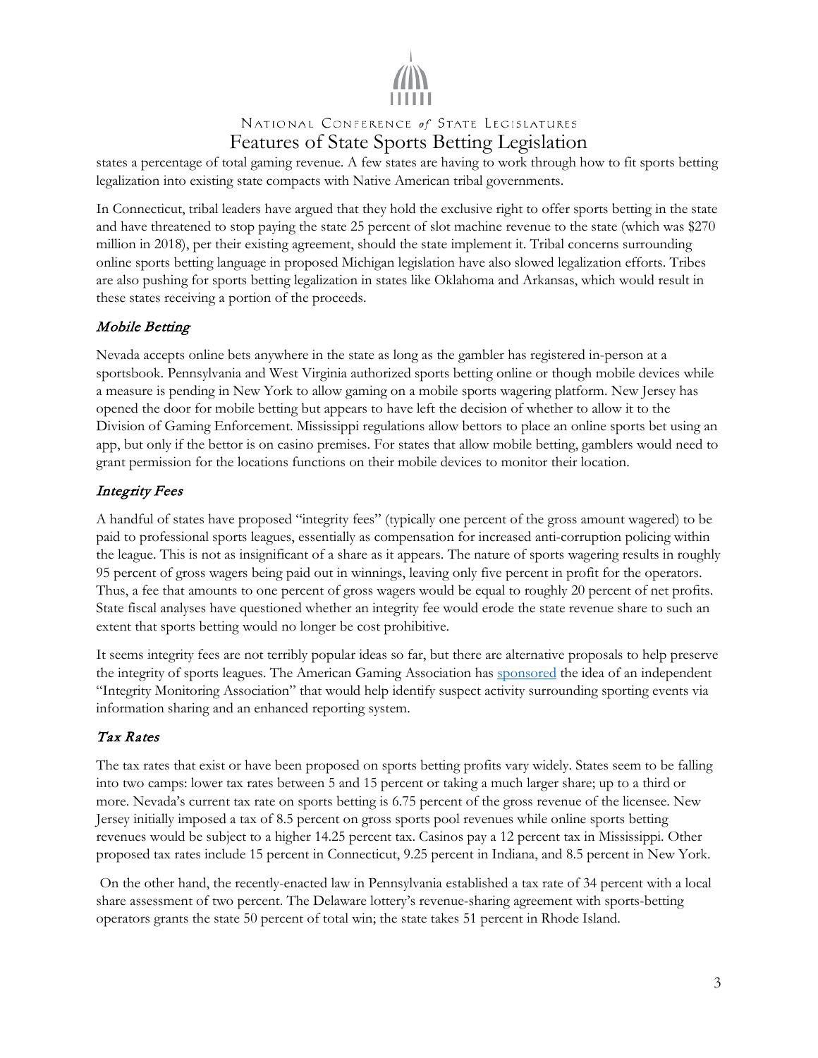states a percentage of total gaming revenue. A few states are having to work through how to fit sports betting legalization into existing state compacts with Native American tribal governments.

In Connecticut, tribal leaders have argued that they hold the exclusive right to offer sports betting in the state and have threatened to stop paying the state 25 percent of slot machine revenue to the state (which was $270 million in 2018), per their existing agreement, should the state implement it. Tribal concerns surrounding online sports betting language in proposed Michigan legislation have also slowed legalization efforts. Tribes are also pushing for sports betting legalization in states like Oklahoma and Arkansas, which would result in these states receiving a portion of the proceeds.

### *Mobile Betting*

Nevada accepts online bets anywhere in the state as long as the gambler has registered in-person at a sportsbook. Pennsylvania and West Virginia authorized sports betting online or though mobile devices while a measure is pending in New York to allow gaming on a mobile sports wagering platform. New Jersey has opened the door for mobile betting but appears to have left the decision of whether to allow it to the Division of Gaming Enforcement. Mississippi regulations allow bettors to place an online sports bet using an app, but only if the bettor is on casino premises. For states that allow mobile betting, gamblers would need to grant permission for the locations functions on their mobile devices to monitor their location.

### *Integrity Fees*

A handful of states have proposed "integrity fees" (typically one percent of the gross amount wagered) to be paid to professional sports leagues, essentially as compensation for increased anti-corruption policing within the league. This is not as insignificant of a share as it appears. The nature of sports wagering results in roughly 95 percent of gross wagers being paid out in winnings, leaving only five percent in profit for the operators. Thus, a fee that amounts to one percent of gross wagers would be equal to roughly 20 percent of net profits. State fiscal analyses have questioned whether an integrity fee would erode the state revenue share to such an extent that sports betting would no longer be cost prohibitive.

It seems integrity fees are not terribly popular ideas so far, but there are alternative proposals to help preserve the integrity of sports leagues. The American Gaming Association has sponsored the idea of an independent "Integrity Monitoring Association" that would help identify suspect activity surrounding sporting events via information sharing and an enhanced reporting system.

### *Tax Rates*

The tax rates that exist or have been proposed on sports betting profits vary widely. States seem to be falling into two camps: lower tax rates between 5 and 15 percent or taking a much larger share; up to a third or more. Nevada's current tax rate on sports betting is 6.75 percent of the gross revenue of the licensee. New Jersey initially imposed a tax of 8.5 percent on gross sports pool revenues while online sports betting revenues would be subject to a higher 14.25 percent tax. Casinos pay a 12 percent tax in Mississippi. Other proposed tax rates include 15 percent in Connecticut, 9.25 percent in Indiana, and 8.5 percent in New York.

On the other hand, the recently-enacted law in Pennsylvania established a tax rate of 34 percent with a local share assessment of two percent. The Delaware lottery's revenue-sharing agreement with sports-betting operators grants the state 50 percent of total win; the state takes 51 percent in Rhode Island.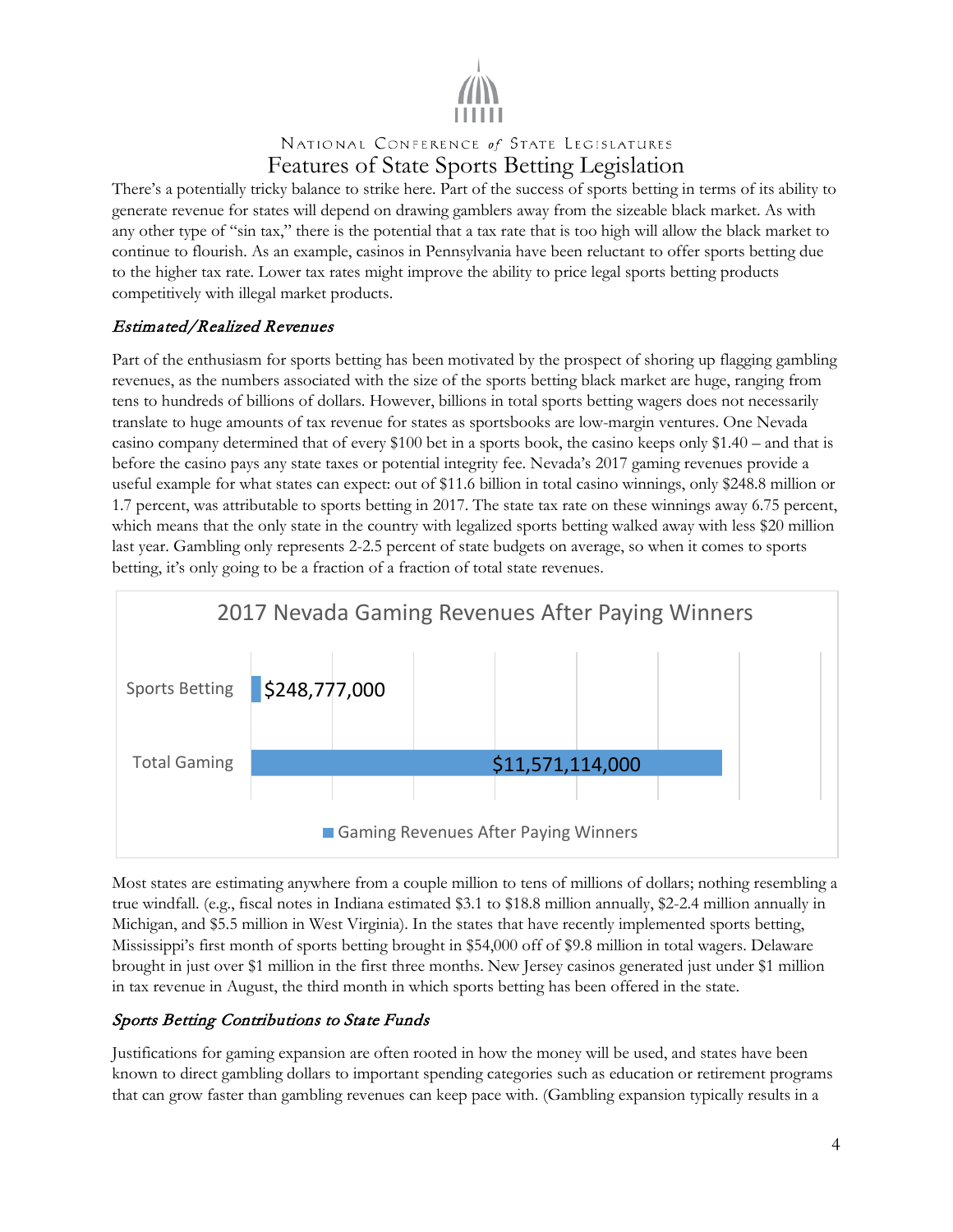There's a potentially tricky balance to strike here. Part of the success of sports betting in terms of its ability to generate revenue for states will depend on drawing gamblers away from the sizeable black market. As with any other type of "sin tax," there is the potential that a tax rate that is too high will allow the black market to continue to flourish. As an example, casinos in Pennsylvania have been reluctant to offer sports betting due to the higher tax rate. Lower tax rates might improve the ability to price legal sports betting products competitively with illegal market products.

### *Estimated/Realized Revenues*

Part of the enthusiasm for sports betting has been motivated by the prospect of shoring up flagging gambling revenues, as the numbers associated with the size of the sports betting black market are huge, ranging from tens to hundreds of billions of dollars. However, billions in total sports betting wagers does not necessarily translate to huge amounts of tax revenue for states as sportsbooks are low-margin ventures. One Nevada casino company determined that of every $100 bet in a sports book, the casino keeps only $1.40 – and that is before the casino pays any state taxes or potential integrity fee. Nevada's 2017 gaming revenues provide a useful example for what states can expect: out of $11.6 billion in total casino winnings, only $248.8 million or 1.7 percent, was attributable to sports betting in 2017. The state tax rate on these winnings away 6.75 percent, which means that the only state in the country with legalized sports betting walked away with less $20 million last year. Gambling only represents 2-2.5 percent of state budgets on average, so when it comes to sports betting, it's only going to be a fraction of a fraction of total state revenues.

**2017 Nevada Gaming Revenues After Paying Winners**

| | Gaming Revenues After Paying Winners |
|---|---|
| Sports Betting | $248,777,000 |
| Total Gaming | $11,571,114,000 |

Most states are estimating anywhere from a couple million to tens of millions of dollars; nothing resembling a true windfall. (e.g., fiscal notes in Indiana estimated $3.1 to $18.8 million annually, $2-2.4 million annually in Michigan, and $5.5 million in West Virginia). In the states that have recently implemented sports betting, Mississippi's first month of sports betting brought in $54,000 off of $9.8 million in total wagers. Delaware brought in just over $1 million in the first three months. New Jersey casinos generated just under $1 million in tax revenue in August, the third month in which sports betting has been offered in the state.

### *Sports Betting Contributions to State Funds*

Justifications for gaming expansion are often rooted in how the money will be used, and states have been known to direct gambling dollars to important spending categories such as education or retirement programs that can grow faster than gambling revenues can keep pace with. (Gambling expansion typically results in a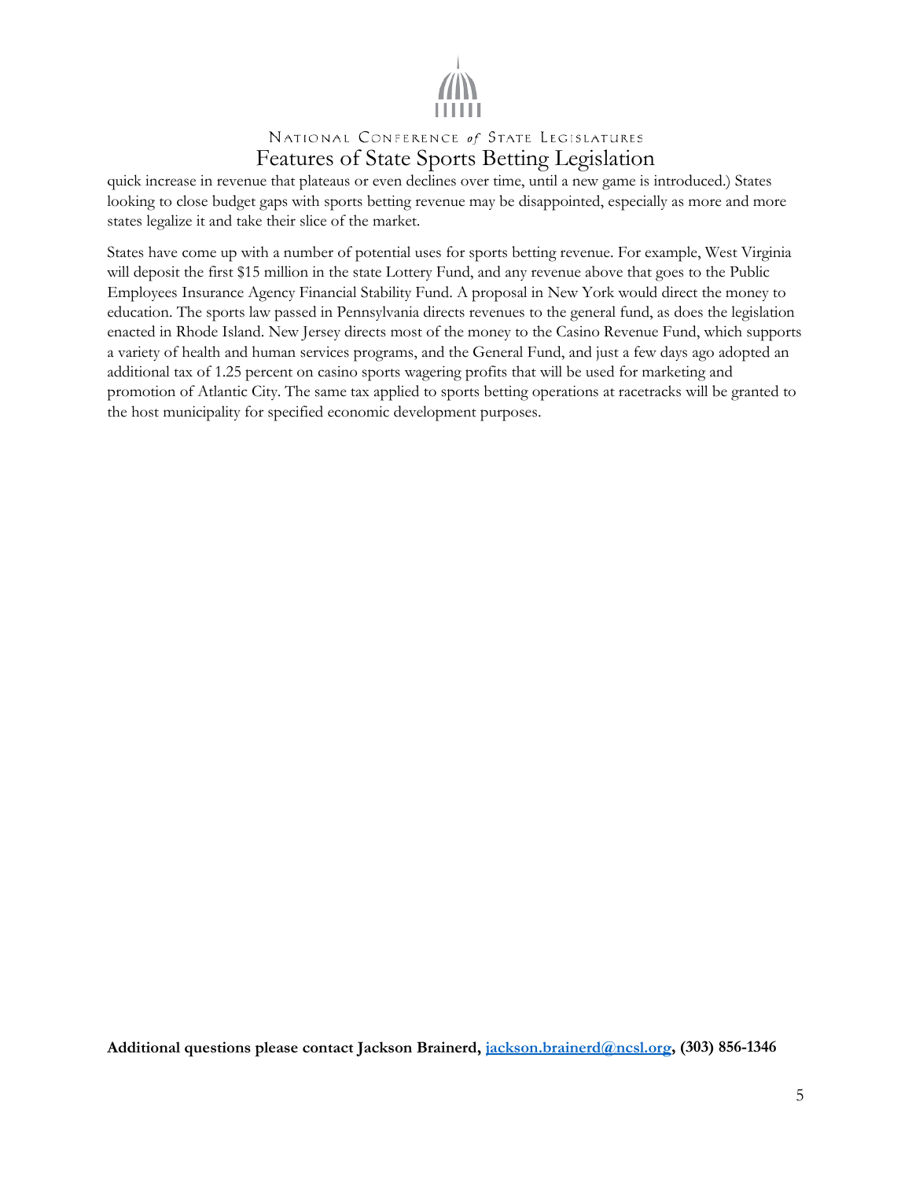quick increase in revenue that plateaus or even declines over time, until a new game is introduced.) States looking to close budget gaps with sports betting revenue may be disappointed, especially as more and more states legalize it and take their slice of the market.

States have come up with a number of potential uses for sports betting revenue. For example, West Virginia will deposit the first $15 million in the state Lottery Fund, and any revenue above that goes to the Public Employees Insurance Agency Financial Stability Fund. A proposal in New York would direct the money to education. The sports law passed in Pennsylvania directs revenues to the general fund, as does the legislation enacted in Rhode Island. New Jersey directs most of the money to the Casino Revenue Fund, which supports a variety of health and human services programs, and the General Fund, and just a few days ago adopted an additional tax of 1.25 percent on casino sports wagering profits that will be used for marketing and promotion of Atlantic City. The same tax applied to sports betting operations at racetracks will be granted to the host municipality for specified economic development purposes.

**Additional questions please contact Jackson Brainerd, [jackson.brainerd@ncsl.org](mailto:jackson.brainerd@ncsl.org), (303) 856-1346**